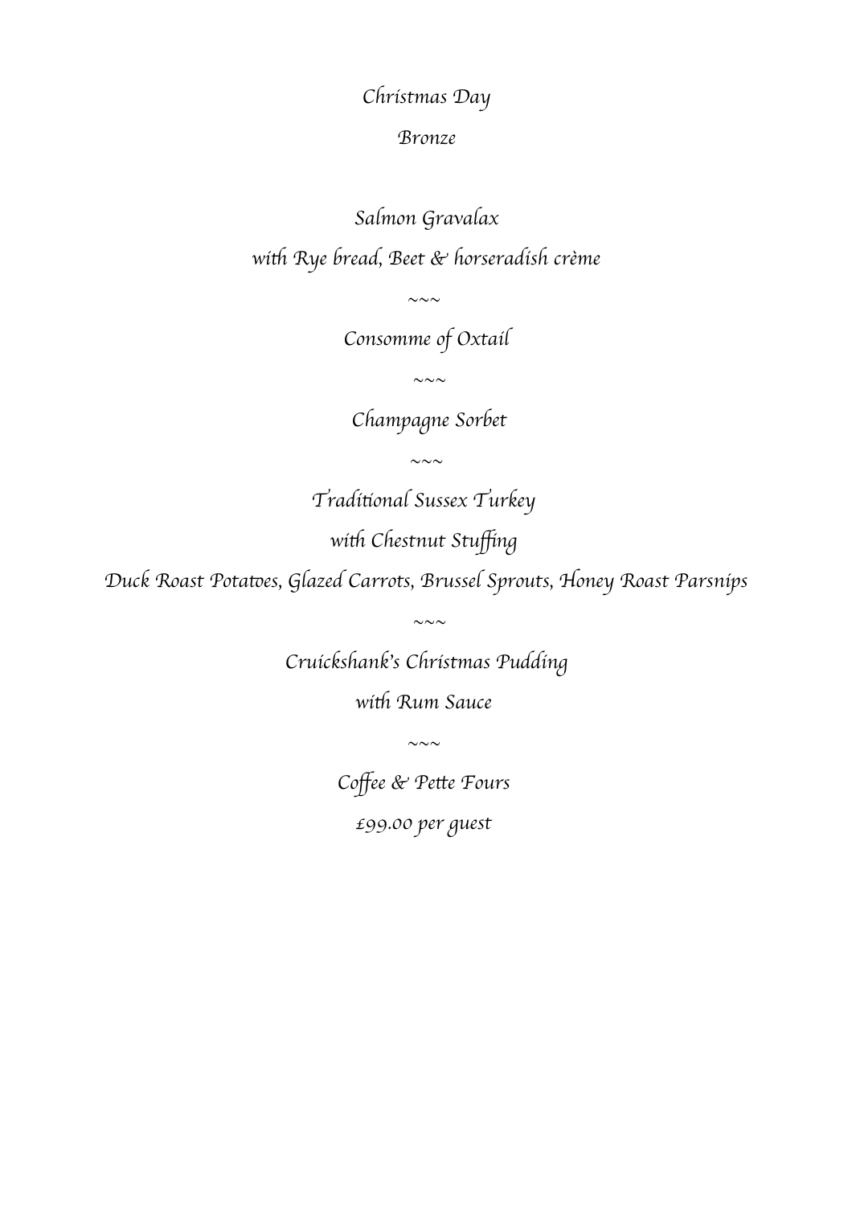Christmas Day

Bronze

Salmon Gravalax

with Rye bread, Beet & horseradish crème

~~~

Consomme of Oxtail

~~~

Champagne Sorbet

~~~

Traditional Sussex Turkey

with Chestnut Stuffing

Duck Roast Potatoes, Glazed Carrots, Brussel Sprouts, Honey Roast Parsnips

~~~

Cruickshank's Christmas Pudding

with Rum Sauce

~~~

Coffee & Pette Fours

£99.00 per guest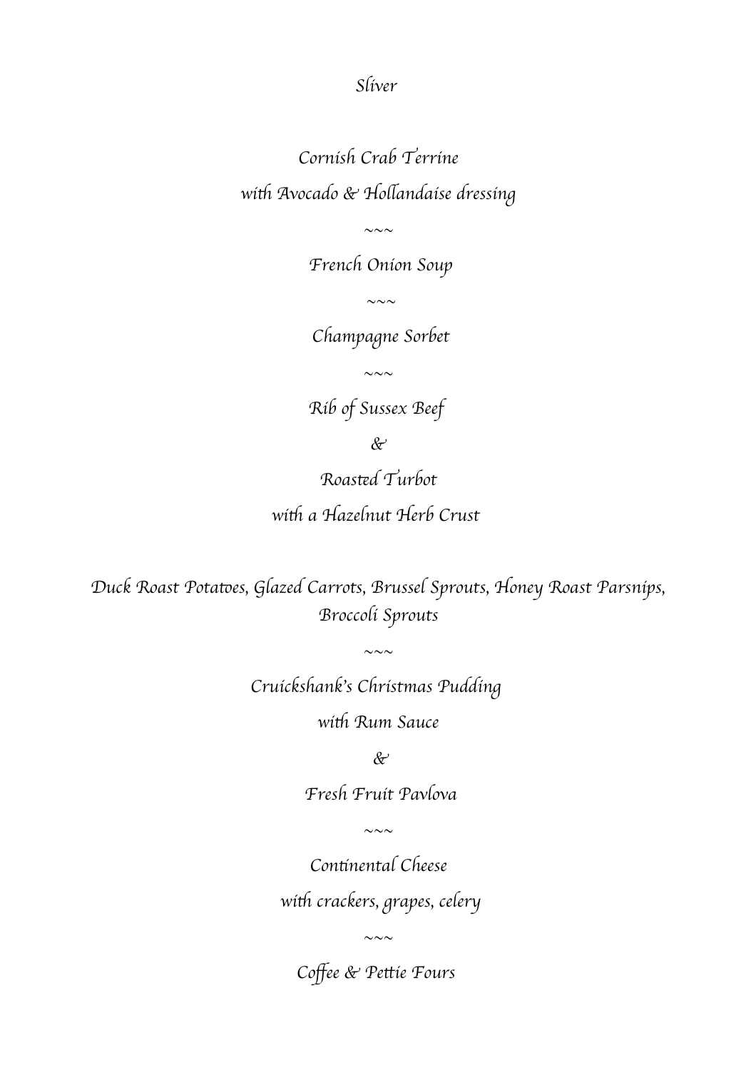Sliver

Cornish Crab Terrine

with Avocado & Hollandaise dressing

~~~

French Onion Soup

~~~

Champagne Sorbet

~~~

Rib of Sussex Beef

&

Roasted Turbot

with a Hazelnut Herb Crust

Duck Roast Potatoes, Glazed Carrots, Brussel Sprouts, Honey Roast Parsnips, Broccoli Sprouts

~~~

Cruickshank's Christmas Pudding

with Rum Sauce

&

Fresh Fruit Pavlova

~~~

Continental Cheese

with crackers, grapes, celery

~~~

Coffee & Pettie Fours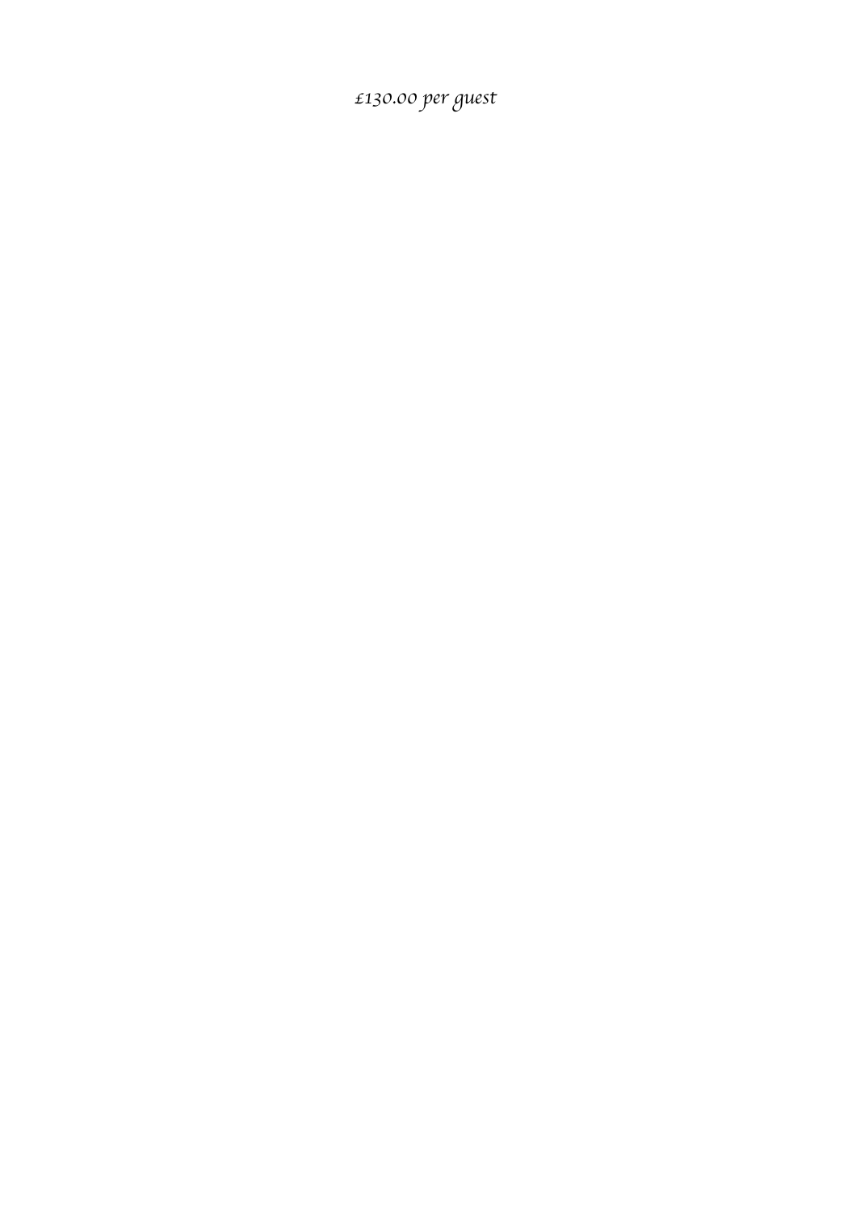*£130.00 per guest*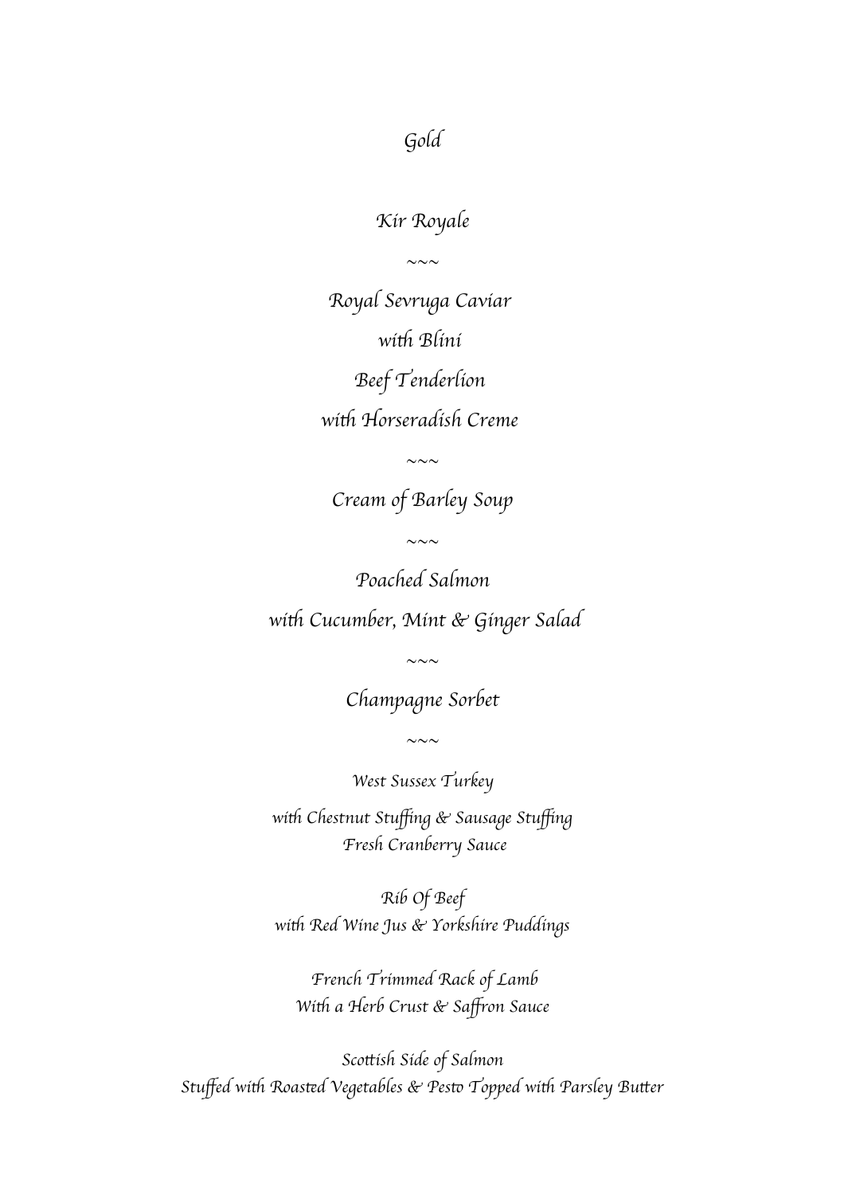# *Gold*

*Kir Royale*

*~~~*

*Royal Sevruga Caviar*

*with Blini*

*Beef Tenderlion*

*with Horseradish Creme*

*~~~*

*Cream of Barley Soup*

*~~~*

*Poached Salmon*

*with Cucumber, Mint & Ginger Salad*

*~~~*

*Champagne Sorbet*

*~~~*

*West Sussex Turkey*

*with Chestnut Stuffing & Sausage Stuffing*
*Fresh Cranberry Sauce*

*Rib Of Beef*
*with Red Wine Jus & Yorkshire Puddings*

*French Trimmed Rack of Lamb*
*With a Herb Crust & Saffron Sauce*

*Scottish Side of Salmon*
*Stuffed with Roasted Vegetables & Pesto Topped with Parsley Butter*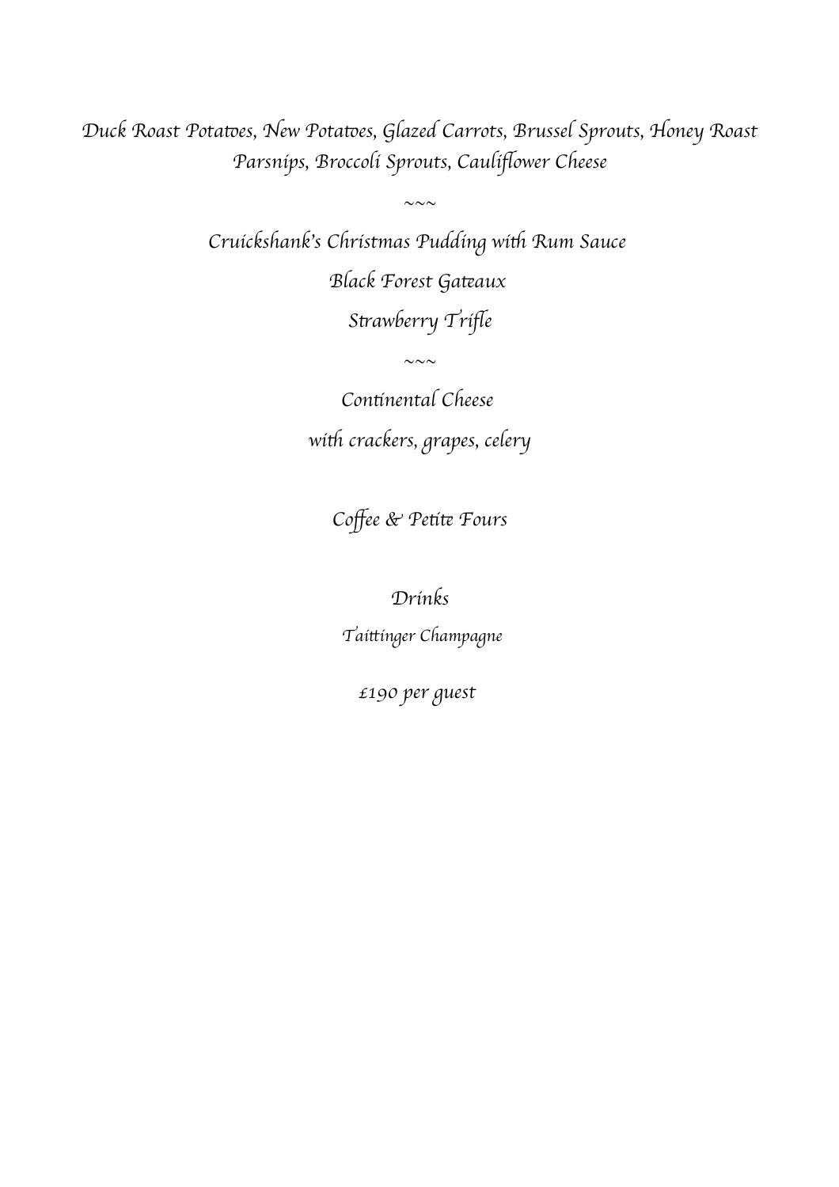*Duck Roast Potatoes, New Potatoes, Glazed Carrots, Brussel Sprouts, Honey Roast Parsnips, Broccoli Sprouts, Cauliflower Cheese*

~~~

*Cruickshank's Christmas Pudding with Rum Sauce*

*Black Forest Gateaux*

*Strawberry Trifle*

~~~

*Continental Cheese*

*with crackers, grapes, celery*

*Coffee & Petite Fours*

*Drinks*

*Taittinger Champagne*

*£190 per guest*